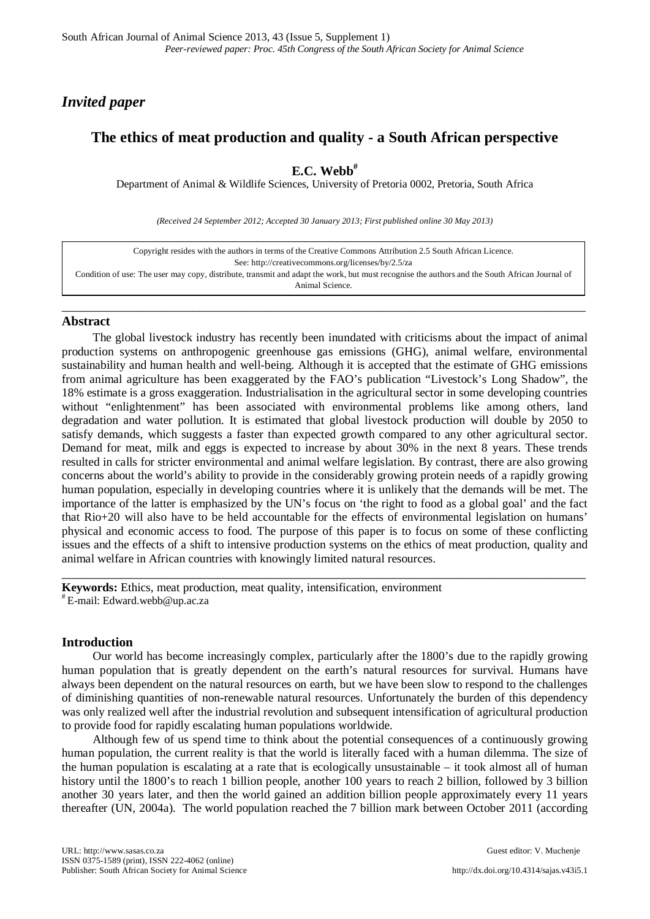*Invited paper*

# The ethics of meat production and quality - a South African perspective

**E.C. Webb**[#]

Department of Animal & Wildlife Sciences, University of Pretoria 0002, Pretoria, South Africa

*(Received 24 September 2012; Accepted 30 January 2013; First published online 30 May 2013)*

Copyright resides with the authors in terms of the Creative Commons Attribution 2.5 South African Licence.
See: http://creativecommons.org/licenses/by/2.5/za
Condition of use: The user may copy, distribute, transmit and adapt the work, but must recognise the authors and the South African Journal of Animal Science.

## Abstract

The global livestock industry has recently been inundated with criticisms about the impact of animal production systems on anthropogenic greenhouse gas emissions (GHG), animal welfare, environmental sustainability and human health and well-being. Although it is accepted that the estimate of GHG emissions from animal agriculture has been exaggerated by the FAO's publication "Livestock's Long Shadow", the 18% estimate is a gross exaggeration. Industrialisation in the agricultural sector in some developing countries without "enlightenment" has been associated with environmental problems like among others, land degradation and water pollution. It is estimated that global livestock production will double by 2050 to satisfy demands, which suggests a faster than expected growth compared to any other agricultural sector. Demand for meat, milk and eggs is expected to increase by about 30% in the next 8 years. These trends resulted in calls for stricter environmental and animal welfare legislation. By contrast, there are also growing concerns about the world's ability to provide in the considerably growing protein needs of a rapidly growing human population, especially in developing countries where it is unlikely that the demands will be met. The importance of the latter is emphasized by the UN's focus on 'the right to food as a global goal' and the fact that Rio+20 will also have to be held accountable for the effects of environmental legislation on humans' physical and economic access to food. The purpose of this paper is to focus on some of these conflicting issues and the effects of a shift to intensive production systems on the ethics of meat production, quality and animal welfare in African countries with knowingly limited natural resources.

**Keywords:** Ethics, meat production, meat quality, intensification, environment
[#] E-mail: Edward.webb@up.ac.za

## Introduction

Our world has become increasingly complex, particularly after the 1800's due to the rapidly growing human population that is greatly dependent on the earth's natural resources for survival. Humans have always been dependent on the natural resources on earth, but we have been slow to respond to the challenges of diminishing quantities of non-renewable natural resources. Unfortunately the burden of this dependency was only realized well after the industrial revolution and subsequent intensification of agricultural production to provide food for rapidly escalating human populations worldwide.

Although few of us spend time to think about the potential consequences of a continuously growing human population, the current reality is that the world is literally faced with a human dilemma. The size of the human population is escalating at a rate that is ecologically unsustainable – it took almost all of human history until the 1800's to reach 1 billion people, another 100 years to reach 2 billion, followed by 3 billion another 30 years later, and then the world gained an addition billion people approximately every 11 years thereafter (UN, 2004a). The world population reached the 7 billion mark between October 2011 (according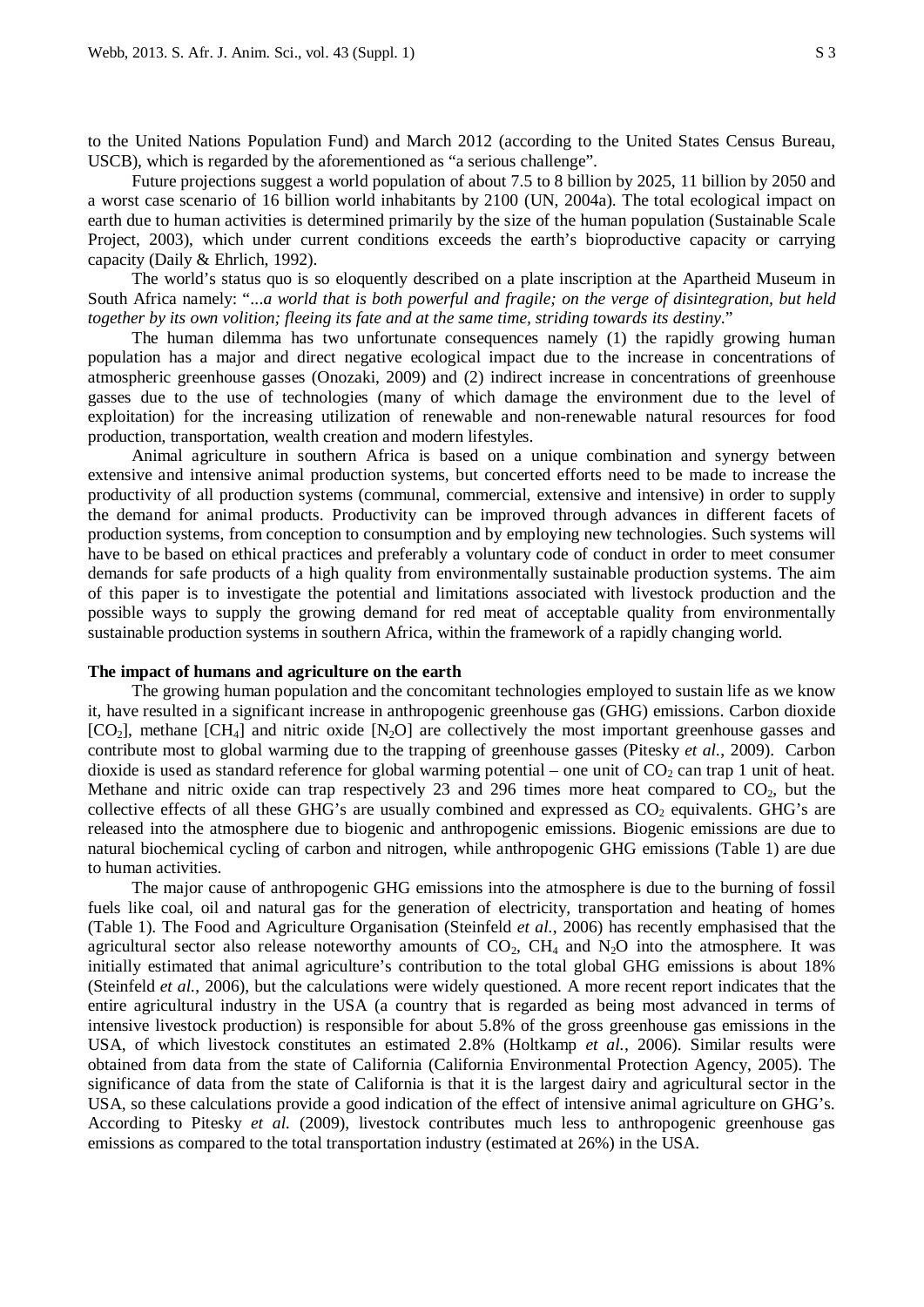to the United Nations Population Fund) and March 2012 (according to the United States Census Bureau, USCB), which is regarded by the aforementioned as "a serious challenge".

Future projections suggest a world population of about 7.5 to 8 billion by 2025, 11 billion by 2050 and a worst case scenario of 16 billion world inhabitants by 2100 (UN, 2004a). The total ecological impact on earth due to human activities is determined primarily by the size of the human population (Sustainable Scale Project, 2003), which under current conditions exceeds the earth's bioproductive capacity or carrying capacity (Daily & Ehrlich, 1992).

The world's status quo is so eloquently described on a plate inscription at the Apartheid Museum in South Africa namely: "*...a world that is both powerful and fragile; on the verge of disintegration, but held together by its own volition; fleeing its fate and at the same time, striding towards its destiny*."

The human dilemma has two unfortunate consequences namely (1) the rapidly growing human population has a major and direct negative ecological impact due to the increase in concentrations of atmospheric greenhouse gasses (Onozaki, 2009) and (2) indirect increase in concentrations of greenhouse gasses due to the use of technologies (many of which damage the environment due to the level of exploitation) for the increasing utilization of renewable and non-renewable natural resources for food production, transportation, wealth creation and modern lifestyles.

Animal agriculture in southern Africa is based on a unique combination and synergy between extensive and intensive animal production systems, but concerted efforts need to be made to increase the productivity of all production systems (communal, commercial, extensive and intensive) in order to supply the demand for animal products. Productivity can be improved through advances in different facets of production systems, from conception to consumption and by employing new technologies. Such systems will have to be based on ethical practices and preferably a voluntary code of conduct in order to meet consumer demands for safe products of a high quality from environmentally sustainable production systems. The aim of this paper is to investigate the potential and limitations associated with livestock production and the possible ways to supply the growing demand for red meat of acceptable quality from environmentally sustainable production systems in southern Africa, within the framework of a rapidly changing world.

**The impact of humans and agriculture on the earth**

The growing human population and the concomitant technologies employed to sustain life as we know it, have resulted in a significant increase in anthropogenic greenhouse gas (GHG) emissions. Carbon dioxide [$CO_2$], methane [$CH_4$] and nitric oxide [$N_2O$] are collectively the most important greenhouse gasses and contribute most to global warming due to the trapping of greenhouse gasses (Pitesky *et al.*, 2009). Carbon dioxide is used as standard reference for global warming potential – one unit of $CO_2$ can trap 1 unit of heat. Methane and nitric oxide can trap respectively 23 and 296 times more heat compared to $CO_2$, but the collective effects of all these GHG's are usually combined and expressed as $CO_2$ equivalents. GHG's are released into the atmosphere due to biogenic and anthropogenic emissions. Biogenic emissions are due to natural biochemical cycling of carbon and nitrogen, while anthropogenic GHG emissions (Table 1) are due to human activities.

The major cause of anthropogenic GHG emissions into the atmosphere is due to the burning of fossil fuels like coal, oil and natural gas for the generation of electricity, transportation and heating of homes (Table 1). The Food and Agriculture Organisation (Steinfeld *et al.*, 2006) has recently emphasised that the agricultural sector also release noteworthy amounts of $CO_2$, $CH_4$ and $N_2O$ into the atmosphere. It was initially estimated that animal agriculture's contribution to the total global GHG emissions is about 18% (Steinfeld *et al.*, 2006), but the calculations were widely questioned. A more recent report indicates that the entire agricultural industry in the USA (a country that is regarded as being most advanced in terms of intensive livestock production) is responsible for about 5.8% of the gross greenhouse gas emissions in the USA, of which livestock constitutes an estimated 2.8% (Holtkamp *et al.*, 2006). Similar results were obtained from data from the state of California (California Environmental Protection Agency, 2005). The significance of data from the state of California is that it is the largest dairy and agricultural sector in the USA, so these calculations provide a good indication of the effect of intensive animal agriculture on GHG's. According to Pitesky *et al.* (2009), livestock contributes much less to anthropogenic greenhouse gas emissions as compared to the total transportation industry (estimated at 26%) in the USA.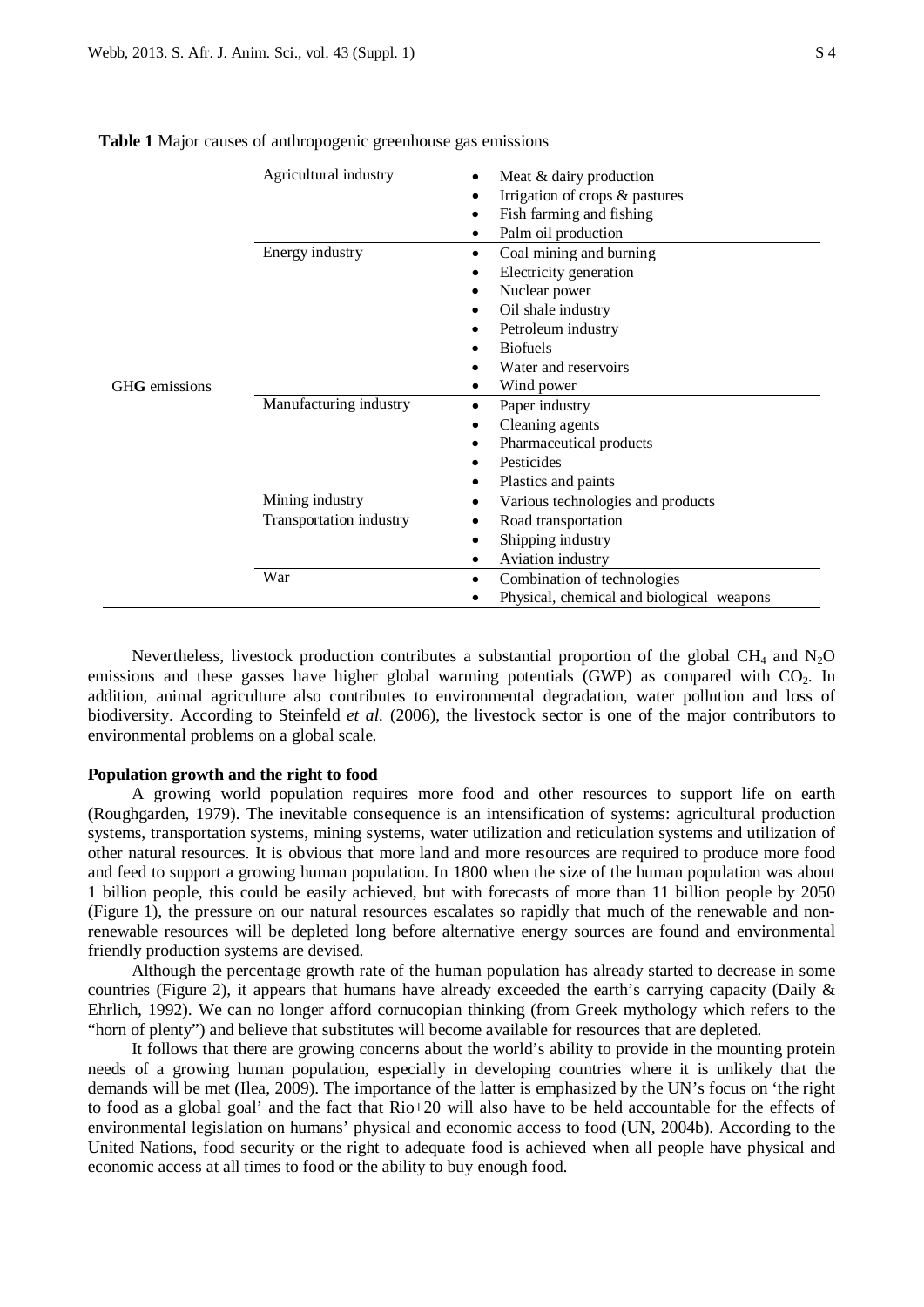**Table 1** Major causes of anthropogenic greenhouse gas emissions

| | | |
|---|---|---|
| GHG emissions | Agricultural industry | • Meat & dairy production<br>• Irrigation of crops & pastures<br>• Fish farming and fishing<br>• Palm oil production |
| | Energy industry | • Coal mining and burning<br>• Electricity generation<br>• Nuclear power<br>• Oil shale industry<br>• Petroleum industry<br>• Biofuels<br>• Water and reservoirs<br>• Wind power |
| | Manufacturing industry | • Paper industry<br>• Cleaning agents<br>• Pharmaceutical products<br>• Pesticides<br>• Plastics and paints |
| | Mining industry | • Various technologies and products |
| | Transportation industry | • Road transportation<br>• Shipping industry<br>• Aviation industry |
| | War | • Combination of technologies<br>• Physical, chemical and biological weapons |

Nevertheless, livestock production contributes a substantial proportion of the global $CH_4$ and $N_2O$ emissions and these gasses have higher global warming potentials (GWP) as compared with $CO_2$. In addition, animal agriculture also contributes to environmental degradation, water pollution and loss of biodiversity. According to Steinfeld *et al.* (2006), the livestock sector is one of the major contributors to environmental problems on a global scale.

**Population growth and the right to food**

A growing world population requires more food and other resources to support life on earth (Roughgarden, 1979). The inevitable consequence is an intensification of systems: agricultural production systems, transportation systems, mining systems, water utilization and reticulation systems and utilization of other natural resources. It is obvious that more land and more resources are required to produce more food and feed to support a growing human population. In 1800 when the size of the human population was about 1 billion people, this could be easily achieved, but with forecasts of more than 11 billion people by 2050 (Figure 1), the pressure on our natural resources escalates so rapidly that much of the renewable and non-renewable resources will be depleted long before alternative energy sources are found and environmental friendly production systems are devised.

Although the percentage growth rate of the human population has already started to decrease in some countries (Figure 2), it appears that humans have already exceeded the earth's carrying capacity (Daily & Ehrlich, 1992). We can no longer afford cornucopian thinking (from Greek mythology which refers to the "horn of plenty") and believe that substitutes will become available for resources that are depleted.

It follows that there are growing concerns about the world's ability to provide in the mounting protein needs of a growing human population, especially in developing countries where it is unlikely that the demands will be met (Ilea, 2009). The importance of the latter is emphasized by the UN's focus on 'the right to food as a global goal' and the fact that Rio+20 will also have to be held accountable for the effects of environmental legislation on humans' physical and economic access to food (UN, 2004b). According to the United Nations, food security or the right to adequate food is achieved when all people have physical and economic access at all times to food or the ability to buy enough food.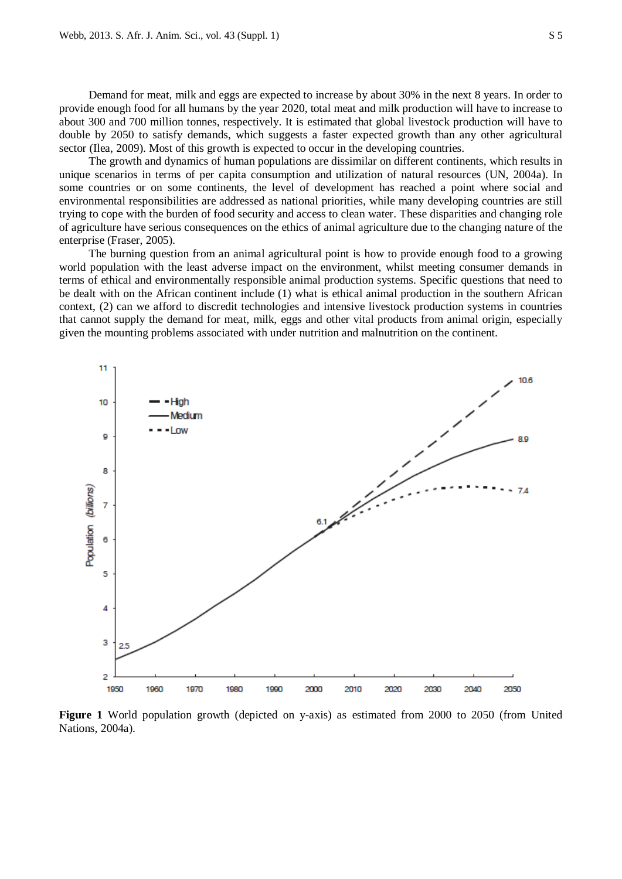Demand for meat, milk and eggs are expected to increase by about 30% in the next 8 years. In order to provide enough food for all humans by the year 2020, total meat and milk production will have to increase to about 300 and 700 million tonnes, respectively. It is estimated that global livestock production will have to double by 2050 to satisfy demands, which suggests a faster expected growth than any other agricultural sector (Ilea, 2009). Most of this growth is expected to occur in the developing countries.

The growth and dynamics of human populations are dissimilar on different continents, which results in unique scenarios in terms of per capita consumption and utilization of natural resources (UN, 2004a). In some countries or on some continents, the level of development has reached a point where social and environmental responsibilities are addressed as national priorities, while many developing countries are still trying to cope with the burden of food security and access to clean water. These disparities and changing role of agriculture have serious consequences on the ethics of animal agriculture due to the changing nature of the enterprise (Fraser, 2005).

The burning question from an animal agricultural point is how to provide enough food to a growing world population with the least adverse impact on the environment, whilst meeting consumer demands in terms of ethical and environmentally responsible animal production systems. Specific questions that need to be dealt with on the African continent include (1) what is ethical animal production in the southern African context, (2) can we afford to discredit technologies and intensive livestock production systems in countries that cannot supply the demand for meat, milk, eggs and other vital products from animal origin, especially given the mounting problems associated with under nutrition and malnutrition on the continent.

**Figure 1** World population growth (depicted on y-axis) as estimated from 2000 to 2050 (from United Nations, 2004a).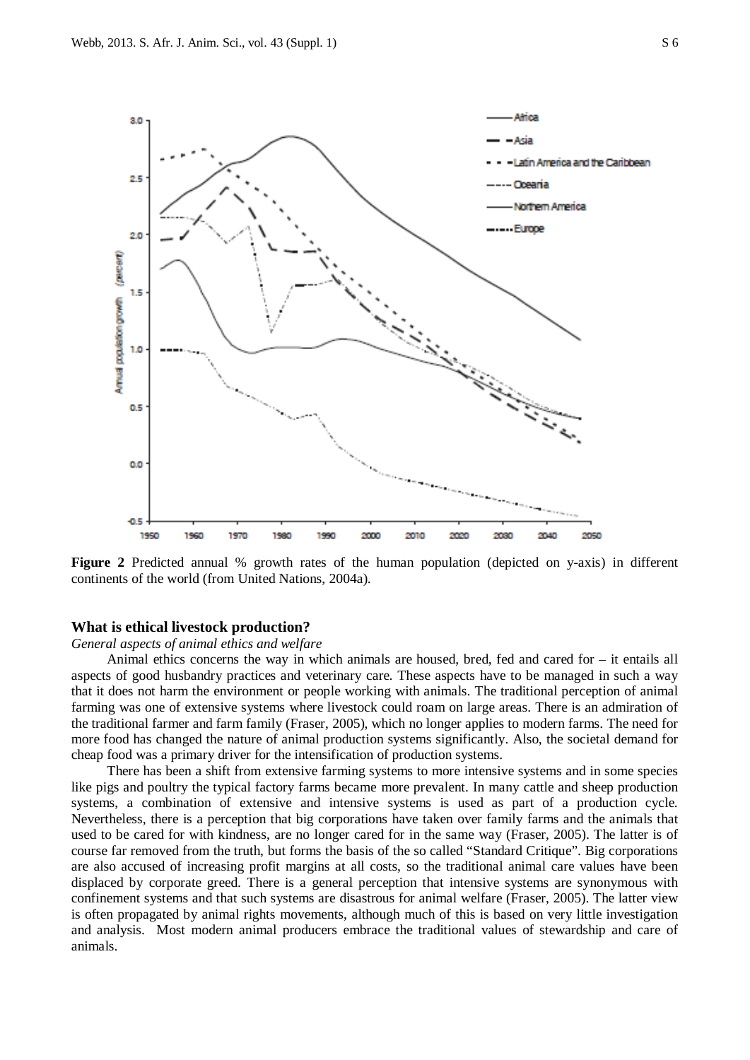**Figure 2** Predicted annual % growth rates of the human population (depicted on y-axis) in different continents of the world (from United Nations, 2004a).

## What is ethical livestock production?

*General aspects of animal ethics and welfare*

Animal ethics concerns the way in which animals are housed, bred, fed and cared for – it entails all aspects of good husbandry practices and veterinary care. These aspects have to be managed in such a way that it does not harm the environment or people working with animals. The traditional perception of animal farming was one of extensive systems where livestock could roam on large areas. There is an admiration of the traditional farmer and farm family (Fraser, 2005), which no longer applies to modern farms. The need for more food has changed the nature of animal production systems significantly. Also, the societal demand for cheap food was a primary driver for the intensification of production systems.

There has been a shift from extensive farming systems to more intensive systems and in some species like pigs and poultry the typical factory farms became more prevalent. In many cattle and sheep production systems, a combination of extensive and intensive systems is used as part of a production cycle. Nevertheless, there is a perception that big corporations have taken over family farms and the animals that used to be cared for with kindness, are no longer cared for in the same way (Fraser, 2005). The latter is of course far removed from the truth, but forms the basis of the so called "Standard Critique". Big corporations are also accused of increasing profit margins at all costs, so the traditional animal care values have been displaced by corporate greed. There is a general perception that intensive systems are synonymous with confinement systems and that such systems are disastrous for animal welfare (Fraser, 2005). The latter view is often propagated by animal rights movements, although much of this is based on very little investigation and analysis. Most modern animal producers embrace the traditional values of stewardship and care of animals.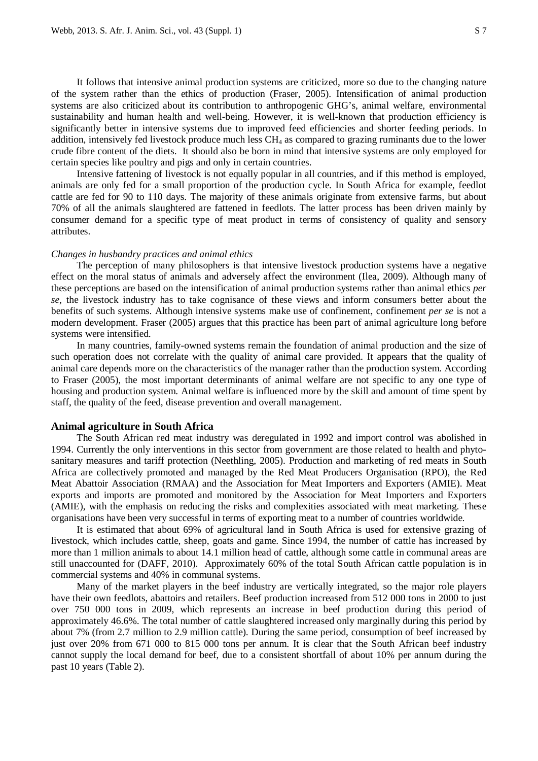It follows that intensive animal production systems are criticized, more so due to the changing nature of the system rather than the ethics of production (Fraser, 2005). Intensification of animal production systems are also criticized about its contribution to anthropogenic GHG's, animal welfare, environmental sustainability and human health and well-being. However, it is well-known that production efficiency is significantly better in intensive systems due to improved feed efficiencies and shorter feeding periods. In addition, intensively fed livestock produce much less $CH_4$ as compared to grazing ruminants due to the lower crude fibre content of the diets. It should also be born in mind that intensive systems are only employed for certain species like poultry and pigs and only in certain countries.

Intensive fattening of livestock is not equally popular in all countries, and if this method is employed, animals are only fed for a small proportion of the production cycle. In South Africa for example, feedlot cattle are fed for 90 to 110 days. The majority of these animals originate from extensive farms, but about 70% of all the animals slaughtered are fattened in feedlots. The latter process has been driven mainly by consumer demand for a specific type of meat product in terms of consistency of quality and sensory attributes.

*Changes in husbandry practices and animal ethics*

The perception of many philosophers is that intensive livestock production systems have a negative effect on the moral status of animals and adversely affect the environment (Ilea, 2009). Although many of these perceptions are based on the intensification of animal production systems rather than animal ethics *per se*, the livestock industry has to take cognisance of these views and inform consumers better about the benefits of such systems. Although intensive systems make use of confinement, confinement *per se* is not a modern development. Fraser (2005) argues that this practice has been part of animal agriculture long before systems were intensified.

In many countries, family-owned systems remain the foundation of animal production and the size of such operation does not correlate with the quality of animal care provided. It appears that the quality of animal care depends more on the characteristics of the manager rather than the production system. According to Fraser (2005), the most important determinants of animal welfare are not specific to any one type of housing and production system. Animal welfare is influenced more by the skill and amount of time spent by staff, the quality of the feed, disease prevention and overall management.

## Animal agriculture in South Africa

The South African red meat industry was deregulated in 1992 and import control was abolished in 1994. Currently the only interventions in this sector from government are those related to health and phyto-sanitary measures and tariff protection (Neethling, 2005). Production and marketing of red meats in South Africa are collectively promoted and managed by the Red Meat Producers Organisation (RPO), the Red Meat Abattoir Association (RMAA) and the Association for Meat Importers and Exporters (AMIE). Meat exports and imports are promoted and monitored by the Association for Meat Importers and Exporters (AMIE), with the emphasis on reducing the risks and complexities associated with meat marketing. These organisations have been very successful in terms of exporting meat to a number of countries worldwide.

It is estimated that about 69% of agricultural land in South Africa is used for extensive grazing of livestock, which includes cattle, sheep, goats and game. Since 1994, the number of cattle has increased by more than 1 million animals to about 14.1 million head of cattle, although some cattle in communal areas are still unaccounted for (DAFF, 2010). Approximately 60% of the total South African cattle population is in commercial systems and 40% in communal systems.

Many of the market players in the beef industry are vertically integrated, so the major role players have their own feedlots, abattoirs and retailers. Beef production increased from 512 000 tons in 2000 to just over 750 000 tons in 2009, which represents an increase in beef production during this period of approximately 46.6%. The total number of cattle slaughtered increased only marginally during this period by about 7% (from 2.7 million to 2.9 million cattle). During the same period, consumption of beef increased by just over 20% from 671 000 to 815 000 tons per annum. It is clear that the South African beef industry cannot supply the local demand for beef, due to a consistent shortfall of about 10% per annum during the past 10 years (Table 2).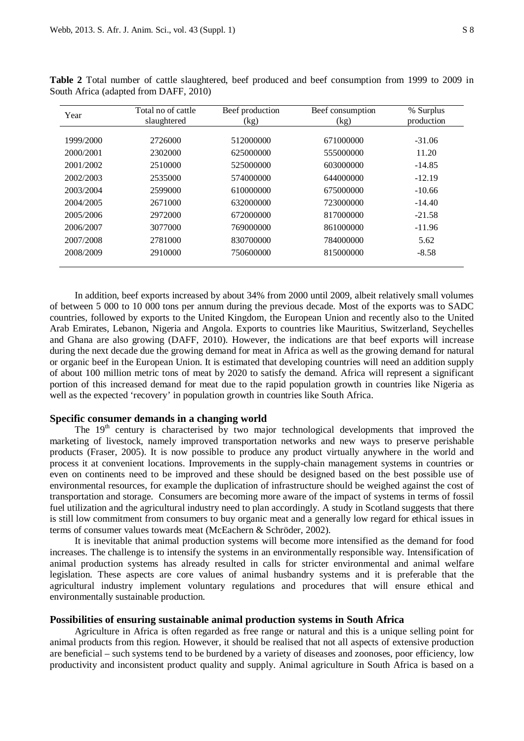**Table 2** Total number of cattle slaughtered, beef produced and beef consumption from 1999 to 2009 in South Africa (adapted from DAFF, 2010)

| Year | Total no of cattle slaughtered | Beef production (kg) | Beef consumption (kg) | % Surplus production |
|---|---|---|---|---|
| 1999/2000 | 2726000 | 512000000 | 671000000 | -31.06 |
| 2000/2001 | 2302000 | 625000000 | 555000000 | 11.20 |
| 2001/2002 | 2510000 | 525000000 | 603000000 | -14.85 |
| 2002/2003 | 2535000 | 574000000 | 644000000 | -12.19 |
| 2003/2004 | 2599000 | 610000000 | 675000000 | -10.66 |
| 2004/2005 | 2671000 | 632000000 | 723000000 | -14.40 |
| 2005/2006 | 2972000 | 672000000 | 817000000 | -21.58 |
| 2006/2007 | 3077000 | 769000000 | 861000000 | -11.96 |
| 2007/2008 | 2781000 | 830700000 | 784000000 | 5.62 |
| 2008/2009 | 2910000 | 750600000 | 815000000 | -8.58 |

In addition, beef exports increased by about 34% from 2000 until 2009, albeit relatively small volumes of between 5 000 to 10 000 tons per annum during the previous decade. Most of the exports was to SADC countries, followed by exports to the United Kingdom, the European Union and recently also to the United Arab Emirates, Lebanon, Nigeria and Angola. Exports to countries like Mauritius, Switzerland, Seychelles and Ghana are also growing (DAFF, 2010). However, the indications are that beef exports will increase during the next decade due the growing demand for meat in Africa as well as the growing demand for natural or organic beef in the European Union. It is estimated that developing countries will need an addition supply of about 100 million metric tons of meat by 2020 to satisfy the demand. Africa will represent a significant portion of this increased demand for meat due to the rapid population growth in countries like Nigeria as well as the expected 'recovery' in population growth in countries like South Africa.

## Specific consumer demands in a changing world

The 19th century is characterised by two major technological developments that improved the marketing of livestock, namely improved transportation networks and new ways to preserve perishable products (Fraser, 2005). It is now possible to produce any product virtually anywhere in the world and process it at convenient locations. Improvements in the supply-chain management systems in countries or even on continents need to be improved and these should be designed based on the best possible use of environmental resources, for example the duplication of infrastructure should be weighed against the cost of transportation and storage. Consumers are becoming more aware of the impact of systems in terms of fossil fuel utilization and the agricultural industry need to plan accordingly. A study in Scotland suggests that there is still low commitment from consumers to buy organic meat and a generally low regard for ethical issues in terms of consumer values towards meat (McEachern & Schröder, 2002).

It is inevitable that animal production systems will become more intensified as the demand for food increases. The challenge is to intensify the systems in an environmentally responsible way. Intensification of animal production systems has already resulted in calls for stricter environmental and animal welfare legislation. These aspects are core values of animal husbandry systems and it is preferable that the agricultural industry implement voluntary regulations and procedures that will ensure ethical and environmentally sustainable production.

## Possibilities of ensuring sustainable animal production systems in South Africa

Agriculture in Africa is often regarded as free range or natural and this is a unique selling point for animal products from this region. However, it should be realised that not all aspects of extensive production are beneficial – such systems tend to be burdened by a variety of diseases and zoonoses, poor efficiency, low productivity and inconsistent product quality and supply. Animal agriculture in South Africa is based on a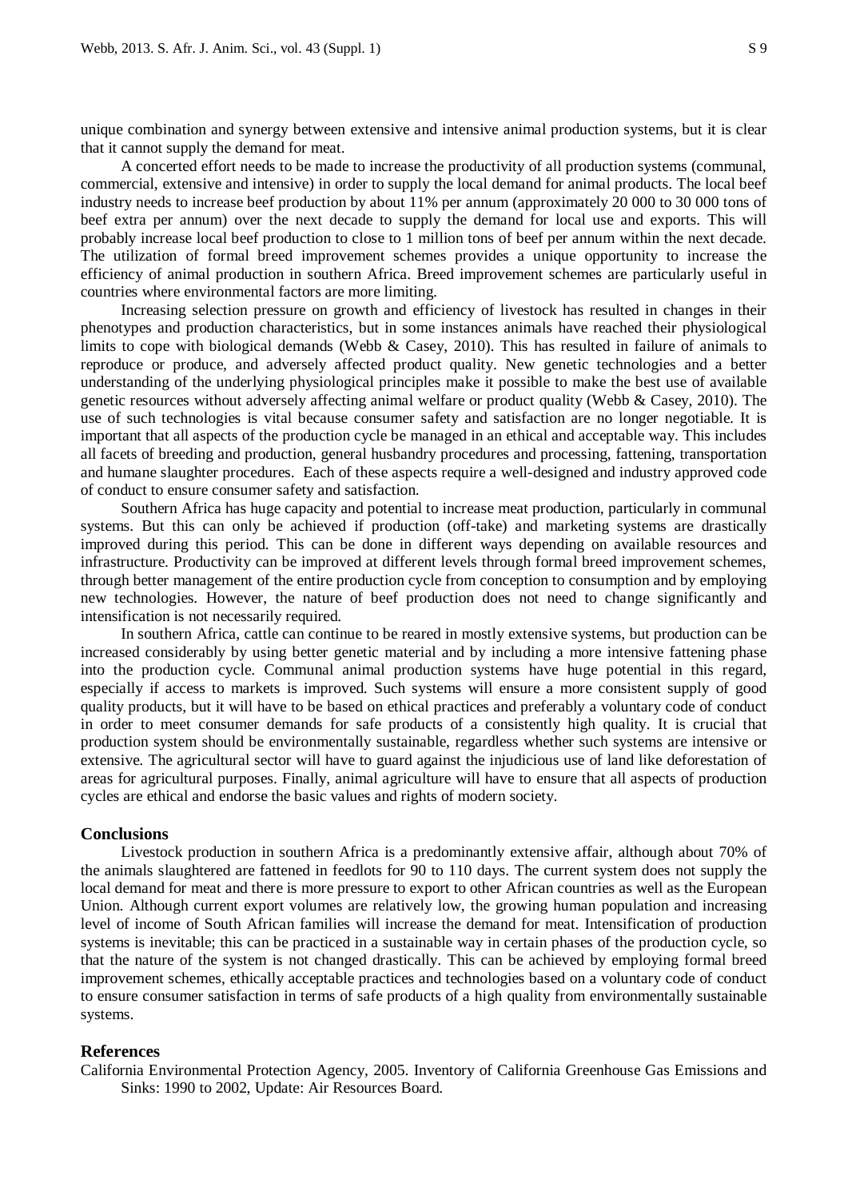unique combination and synergy between extensive and intensive animal production systems, but it is clear that it cannot supply the demand for meat.

A concerted effort needs to be made to increase the productivity of all production systems (communal, commercial, extensive and intensive) in order to supply the local demand for animal products. The local beef industry needs to increase beef production by about 11% per annum (approximately 20 000 to 30 000 tons of beef extra per annum) over the next decade to supply the demand for local use and exports. This will probably increase local beef production to close to 1 million tons of beef per annum within the next decade. The utilization of formal breed improvement schemes provides a unique opportunity to increase the efficiency of animal production in southern Africa. Breed improvement schemes are particularly useful in countries where environmental factors are more limiting.

Increasing selection pressure on growth and efficiency of livestock has resulted in changes in their phenotypes and production characteristics, but in some instances animals have reached their physiological limits to cope with biological demands (Webb & Casey, 2010). This has resulted in failure of animals to reproduce or produce, and adversely affected product quality. New genetic technologies and a better understanding of the underlying physiological principles make it possible to make the best use of available genetic resources without adversely affecting animal welfare or product quality (Webb & Casey, 2010). The use of such technologies is vital because consumer safety and satisfaction are no longer negotiable. It is important that all aspects of the production cycle be managed in an ethical and acceptable way. This includes all facets of breeding and production, general husbandry procedures and processing, fattening, transportation and humane slaughter procedures. Each of these aspects require a well-designed and industry approved code of conduct to ensure consumer safety and satisfaction.

Southern Africa has huge capacity and potential to increase meat production, particularly in communal systems. But this can only be achieved if production (off-take) and marketing systems are drastically improved during this period. This can be done in different ways depending on available resources and infrastructure. Productivity can be improved at different levels through formal breed improvement schemes, through better management of the entire production cycle from conception to consumption and by employing new technologies. However, the nature of beef production does not need to change significantly and intensification is not necessarily required.

In southern Africa, cattle can continue to be reared in mostly extensive systems, but production can be increased considerably by using better genetic material and by including a more intensive fattening phase into the production cycle. Communal animal production systems have huge potential in this regard, especially if access to markets is improved. Such systems will ensure a more consistent supply of good quality products, but it will have to be based on ethical practices and preferably a voluntary code of conduct in order to meet consumer demands for safe products of a consistently high quality. It is crucial that production system should be environmentally sustainable, regardless whether such systems are intensive or extensive. The agricultural sector will have to guard against the injudicious use of land like deforestation of areas for agricultural purposes. Finally, animal agriculture will have to ensure that all aspects of production cycles are ethical and endorse the basic values and rights of modern society.

## Conclusions

Livestock production in southern Africa is a predominantly extensive affair, although about 70% of the animals slaughtered are fattened in feedlots for 90 to 110 days. The current system does not supply the local demand for meat and there is more pressure to export to other African countries as well as the European Union. Although current export volumes are relatively low, the growing human population and increasing level of income of South African families will increase the demand for meat. Intensification of production systems is inevitable; this can be practiced in a sustainable way in certain phases of the production cycle, so that the nature of the system is not changed drastically. This can be achieved by employing formal breed improvement schemes, ethically acceptable practices and technologies based on a voluntary code of conduct to ensure consumer satisfaction in terms of safe products of a high quality from environmentally sustainable systems.

## References

California Environmental Protection Agency, 2005. Inventory of California Greenhouse Gas Emissions and Sinks: 1990 to 2002, Update: Air Resources Board.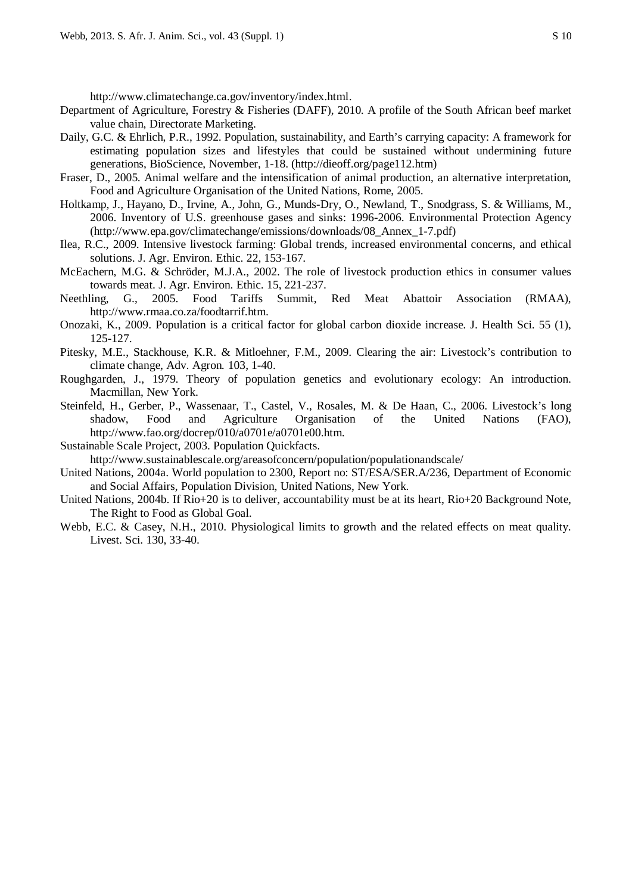http://www.climatechange.ca.gov/inventory/index.html.

Department of Agriculture, Forestry & Fisheries (DAFF), 2010. A profile of the South African beef market value chain, Directorate Marketing.

Daily, G.C. & Ehrlich, P.R., 1992. Population, sustainability, and Earth's carrying capacity: A framework for estimating population sizes and lifestyles that could be sustained without undermining future generations, BioScience, November, 1-18. (http://dieoff.org/page112.htm)

Fraser, D., 2005. Animal welfare and the intensification of animal production, an alternative interpretation, Food and Agriculture Organisation of the United Nations, Rome, 2005.

Holtkamp, J., Hayano, D., Irvine, A., John, G., Munds-Dry, O., Newland, T., Snodgrass, S. & Williams, M., 2006. Inventory of U.S. greenhouse gases and sinks: 1996-2006. Environmental Protection Agency (http://www.epa.gov/climatechange/emissions/downloads/08_Annex_1-7.pdf)

Ilea, R.C., 2009. Intensive livestock farming: Global trends, increased environmental concerns, and ethical solutions. J. Agr. Environ. Ethic. 22, 153-167.

McEachern, M.G. & Schröder, M.J.A., 2002. The role of livestock production ethics in consumer values towards meat. J. Agr. Environ. Ethic. 15, 221-237.

Neethling, G., 2005. Food Tariffs Summit, Red Meat Abattoir Association (RMAA), http://www.rmaa.co.za/foodtarrif.htm.

Onozaki, K., 2009. Population is a critical factor for global carbon dioxide increase. J. Health Sci. 55 (1), 125-127.

Pitesky, M.E., Stackhouse, K.R. & Mitloehner, F.M., 2009. Clearing the air: Livestock's contribution to climate change, Adv. Agron. 103, 1-40.

Roughgarden, J., 1979. Theory of population genetics and evolutionary ecology: An introduction. Macmillan, New York.

Steinfeld, H., Gerber, P., Wassenaar, T., Castel, V., Rosales, M. & De Haan, C., 2006. Livestock's long shadow, Food and Agriculture Organisation of the United Nations (FAO), http://www.fao.org/docrep/010/a0701e/a0701e00.htm.

Sustainable Scale Project, 2003. Population Quickfacts. http://www.sustainablescale.org/areasofconcern/population/populationandscale/

United Nations, 2004a. World population to 2300, Report no: ST/ESA/SER.A/236, Department of Economic and Social Affairs, Population Division, United Nations, New York.

United Nations, 2004b. If Rio+20 is to deliver, accountability must be at its heart, Rio+20 Background Note, The Right to Food as Global Goal.

Webb, E.C. & Casey, N.H., 2010. Physiological limits to growth and the related effects on meat quality. Livest. Sci. 130, 33-40.